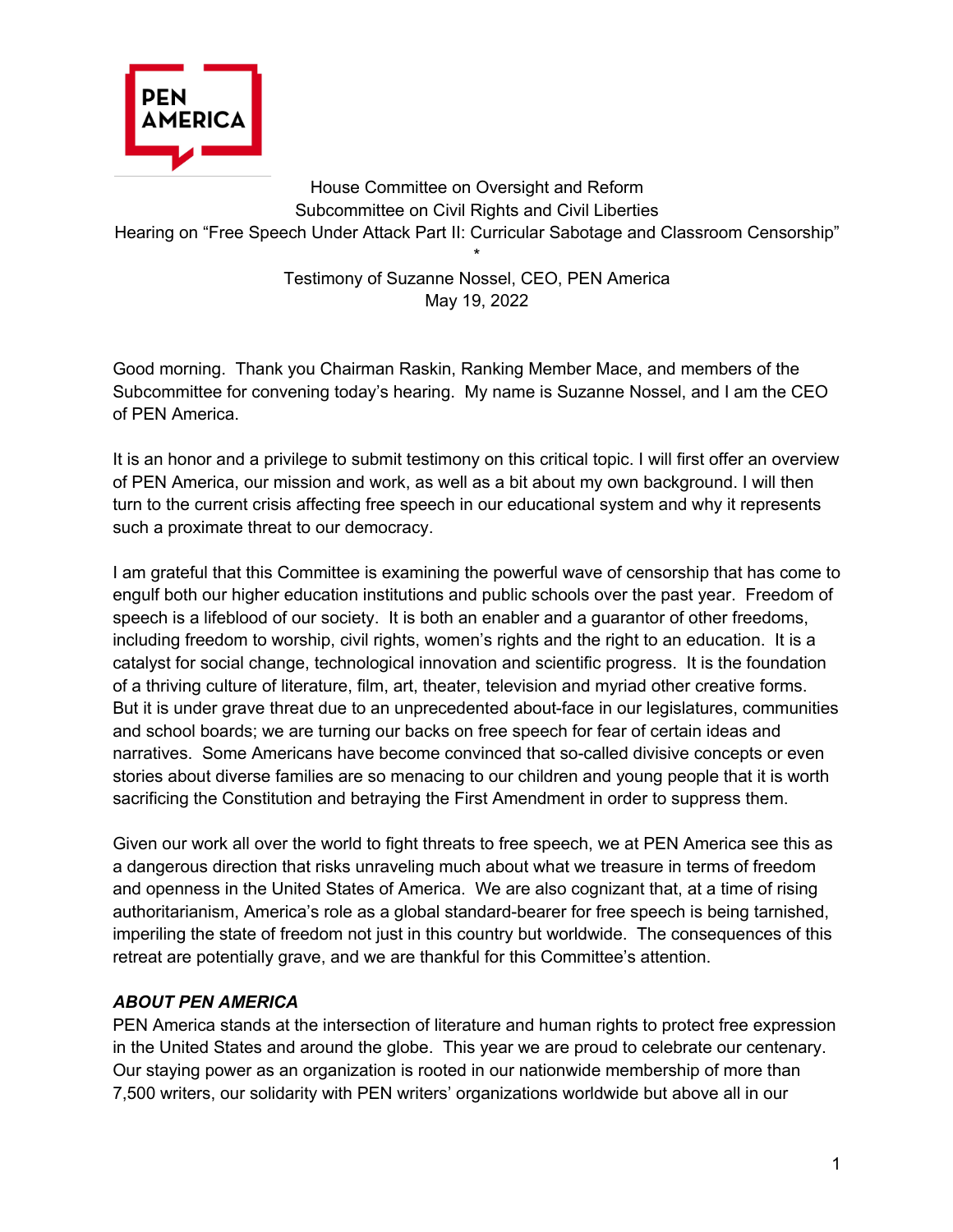House Committee on Oversight and Reform
Subcommittee on Civil Rights and Civil Liberties
Hearing on "Free Speech Under Attack Part II: Curricular Sabotage and Classroom Censorship"

*

Testimony of Suzanne Nossel, CEO, PEN America
May 19, 2022

Good morning. Thank you Chairman Raskin, Ranking Member Mace, and members of the Subcommittee for convening today's hearing. My name is Suzanne Nossel, and I am the CEO of PEN America.

It is an honor and a privilege to submit testimony on this critical topic. I will first offer an overview of PEN America, our mission and work, as well as a bit about my own background. I will then turn to the current crisis affecting free speech in our educational system and why it represents such a proximate threat to our democracy.

I am grateful that this Committee is examining the powerful wave of censorship that has come to engulf both our higher education institutions and public schools over the past year. Freedom of speech is a lifeblood of our society. It is both an enabler and a guarantor of other freedoms, including freedom to worship, civil rights, women's rights and the right to an education. It is a catalyst for social change, technological innovation and scientific progress. It is the foundation of a thriving culture of literature, film, art, theater, television and myriad other creative forms. But it is under grave threat due to an unprecedented about-face in our legislatures, communities and school boards; we are turning our backs on free speech for fear of certain ideas and narratives. Some Americans have become convinced that so-called divisive concepts or even stories about diverse families are so menacing to our children and young people that it is worth sacrificing the Constitution and betraying the First Amendment in order to suppress them.

Given our work all over the world to fight threats to free speech, we at PEN America see this as a dangerous direction that risks unraveling much about what we treasure in terms of freedom and openness in the United States of America. We are also cognizant that, at a time of rising authoritarianism, America's role as a global standard-bearer for free speech is being tarnished, imperiling the state of freedom not just in this country but worldwide. The consequences of this retreat are potentially grave, and we are thankful for this Committee's attention.

### *ABOUT PEN AMERICA*

PEN America stands at the intersection of literature and human rights to protect free expression in the United States and around the globe. This year we are proud to celebrate our centenary. Our staying power as an organization is rooted in our nationwide membership of more than 7,500 writers, our solidarity with PEN writers' organizations worldwide but above all in our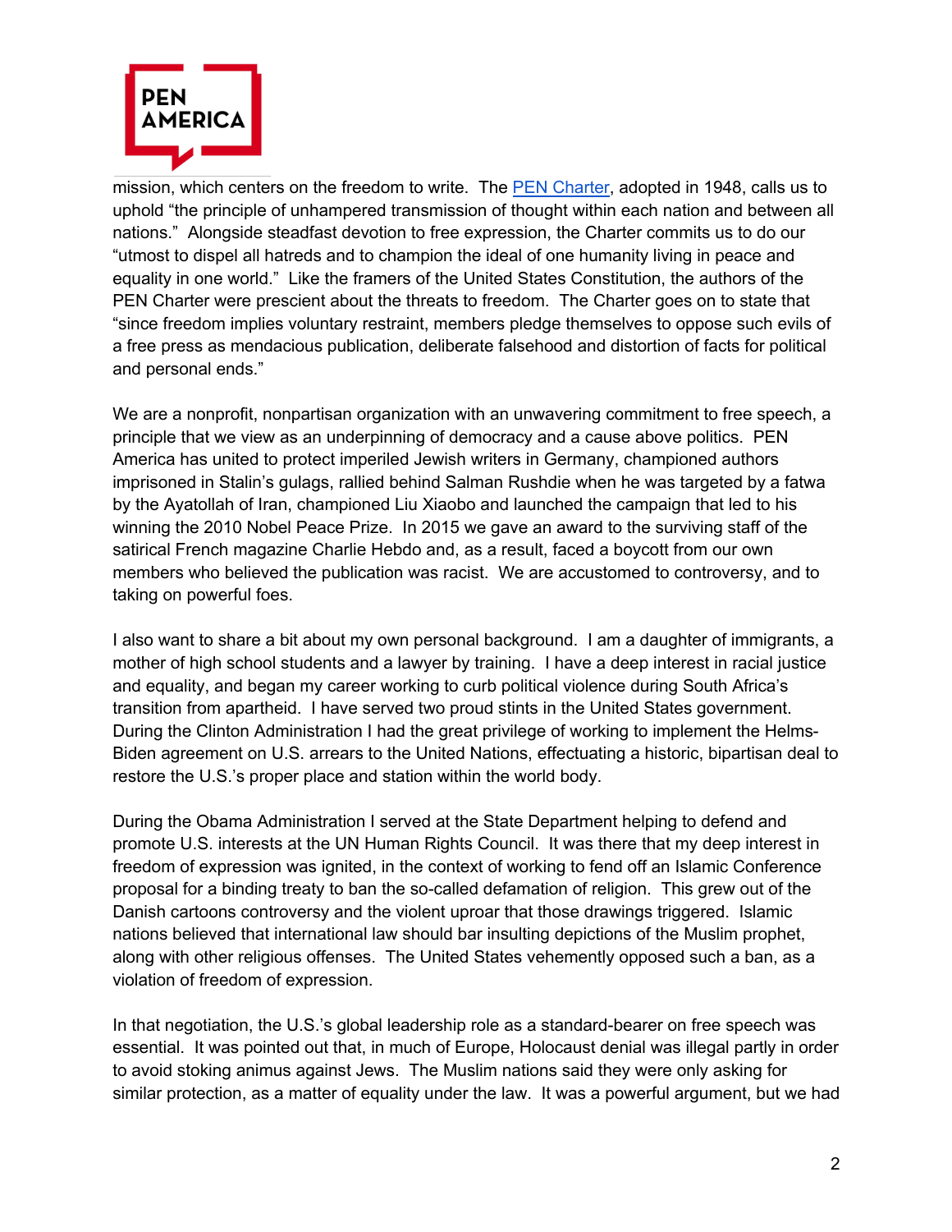mission, which centers on the freedom to write. The [PEN Charter](), adopted in 1948, calls us to uphold "the principle of unhampered transmission of thought within each nation and between all nations." Alongside steadfast devotion to free expression, the Charter commits us to do our "utmost to dispel all hatreds and to champion the ideal of one humanity living in peace and equality in one world." Like the framers of the United States Constitution, the authors of the PEN Charter were prescient about the threats to freedom. The Charter goes on to state that "since freedom implies voluntary restraint, members pledge themselves to oppose such evils of a free press as mendacious publication, deliberate falsehood and distortion of facts for political and personal ends."

We are a nonprofit, nonpartisan organization with an unwavering commitment to free speech, a principle that we view as an underpinning of democracy and a cause above politics. PEN America has united to protect imperiled Jewish writers in Germany, championed authors imprisoned in Stalin's gulags, rallied behind Salman Rushdie when he was targeted by a fatwa by the Ayatollah of Iran, championed Liu Xiaobo and launched the campaign that led to his winning the 2010 Nobel Peace Prize. In 2015 we gave an award to the surviving staff of the satirical French magazine Charlie Hebdo and, as a result, faced a boycott from our own members who believed the publication was racist. We are accustomed to controversy, and to taking on powerful foes.

I also want to share a bit about my own personal background. I am a daughter of immigrants, a mother of high school students and a lawyer by training. I have a deep interest in racial justice and equality, and began my career working to curb political violence during South Africa's transition from apartheid. I have served two proud stints in the United States government. During the Clinton Administration I had the great privilege of working to implement the Helms-Biden agreement on U.S. arrears to the United Nations, effectuating a historic, bipartisan deal to restore the U.S.'s proper place and station within the world body.

During the Obama Administration I served at the State Department helping to defend and promote U.S. interests at the UN Human Rights Council. It was there that my deep interest in freedom of expression was ignited, in the context of working to fend off an Islamic Conference proposal for a binding treaty to ban the so-called defamation of religion. This grew out of the Danish cartoons controversy and the violent uproar that those drawings triggered. Islamic nations believed that international law should bar insulting depictions of the Muslim prophet, along with other religious offenses. The United States vehemently opposed such a ban, as a violation of freedom of expression.

In that negotiation, the U.S.'s global leadership role as a standard-bearer on free speech was essential. It was pointed out that, in much of Europe, Holocaust denial was illegal partly in order to avoid stoking animus against Jews. The Muslim nations said they were only asking for similar protection, as a matter of equality under the law. It was a powerful argument, but we had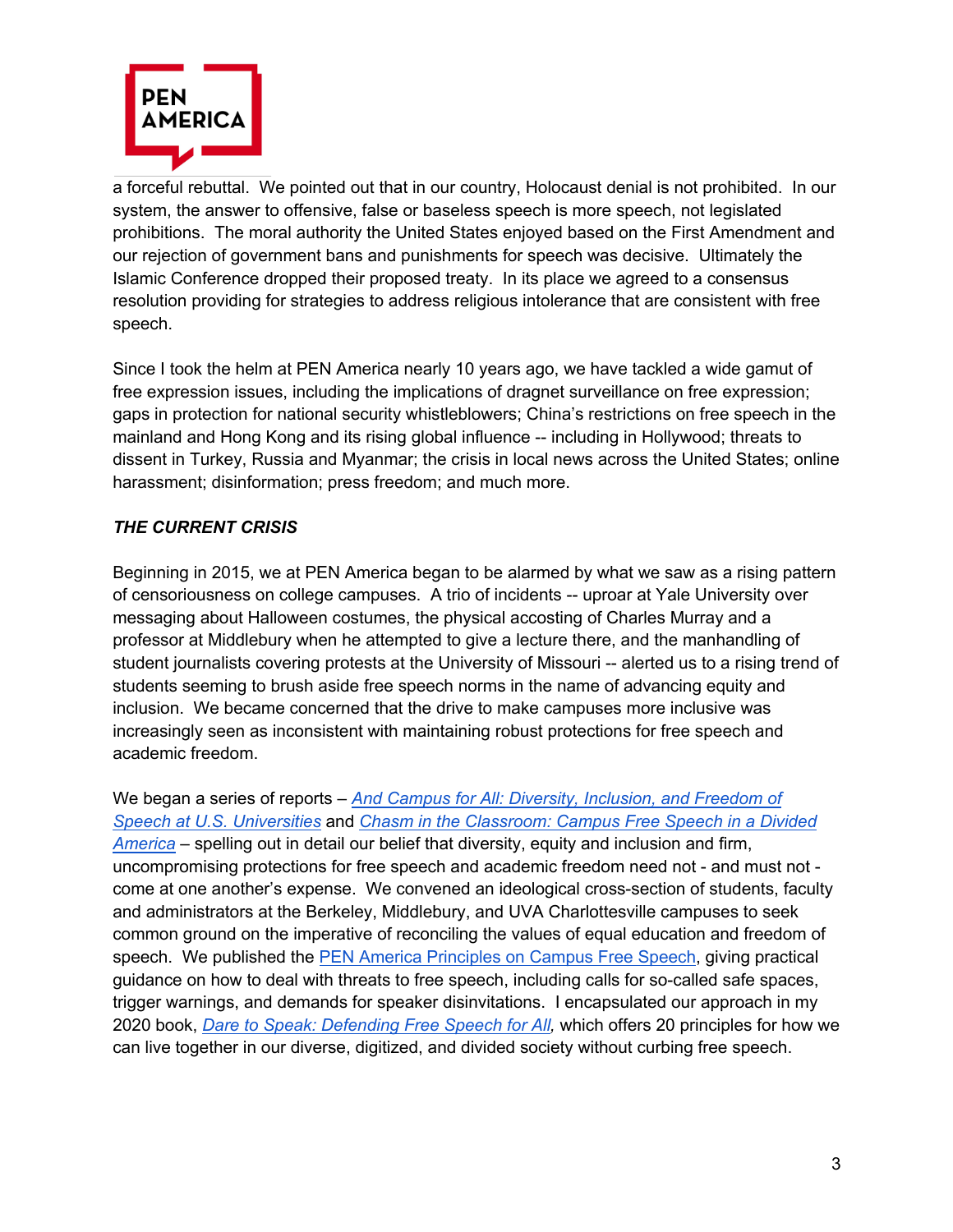a forceful rebuttal. We pointed out that in our country, Holocaust denial is not prohibited. In our system, the answer to offensive, false or baseless speech is more speech, not legislated prohibitions. The moral authority the United States enjoyed based on the First Amendment and our rejection of government bans and punishments for speech was decisive. Ultimately the Islamic Conference dropped their proposed treaty. In its place we agreed to a consensus resolution providing for strategies to address religious intolerance that are consistent with free speech.

Since I took the helm at PEN America nearly 10 years ago, we have tackled a wide gamut of free expression issues, including the implications of dragnet surveillance on free expression; gaps in protection for national security whistleblowers; China's restrictions on free speech in the mainland and Hong Kong and its rising global influence -- including in Hollywood; threats to dissent in Turkey, Russia and Myanmar; the crisis in local news across the United States; online harassment; disinformation; press freedom; and much more.

***THE CURRENT CRISIS***

Beginning in 2015, we at PEN America began to be alarmed by what we saw as a rising pattern of censoriousness on college campuses. A trio of incidents -- uproar at Yale University over messaging about Halloween costumes, the physical accosting of Charles Murray and a professor at Middlebury when he attempted to give a lecture there, and the manhandling of student journalists covering protests at the University of Missouri -- alerted us to a rising trend of students seeming to brush aside free speech norms in the name of advancing equity and inclusion. We became concerned that the drive to make campuses more inclusive was increasingly seen as inconsistent with maintaining robust protections for free speech and academic freedom.

We began a series of reports – *And Campus for All: Diversity, Inclusion, and Freedom of Speech at U.S. Universities* and *Chasm in the Classroom: Campus Free Speech in a Divided America* – spelling out in detail our belief that diversity, equity and inclusion and firm, uncompromising protections for free speech and academic freedom need not - and must not - come at one another's expense. We convened an ideological cross-section of students, faculty and administrators at the Berkeley, Middlebury, and UVA Charlottesville campuses to seek common ground on the imperative of reconciling the values of equal education and freedom of speech. We published the PEN America Principles on Campus Free Speech, giving practical guidance on how to deal with threats to free speech, including calls for so-called safe spaces, trigger warnings, and demands for speaker disinvitations. I encapsulated our approach in my 2020 book, *Dare to Speak: Defending Free Speech for All,* which offers 20 principles for how we can live together in our diverse, digitized, and divided society without curbing free speech.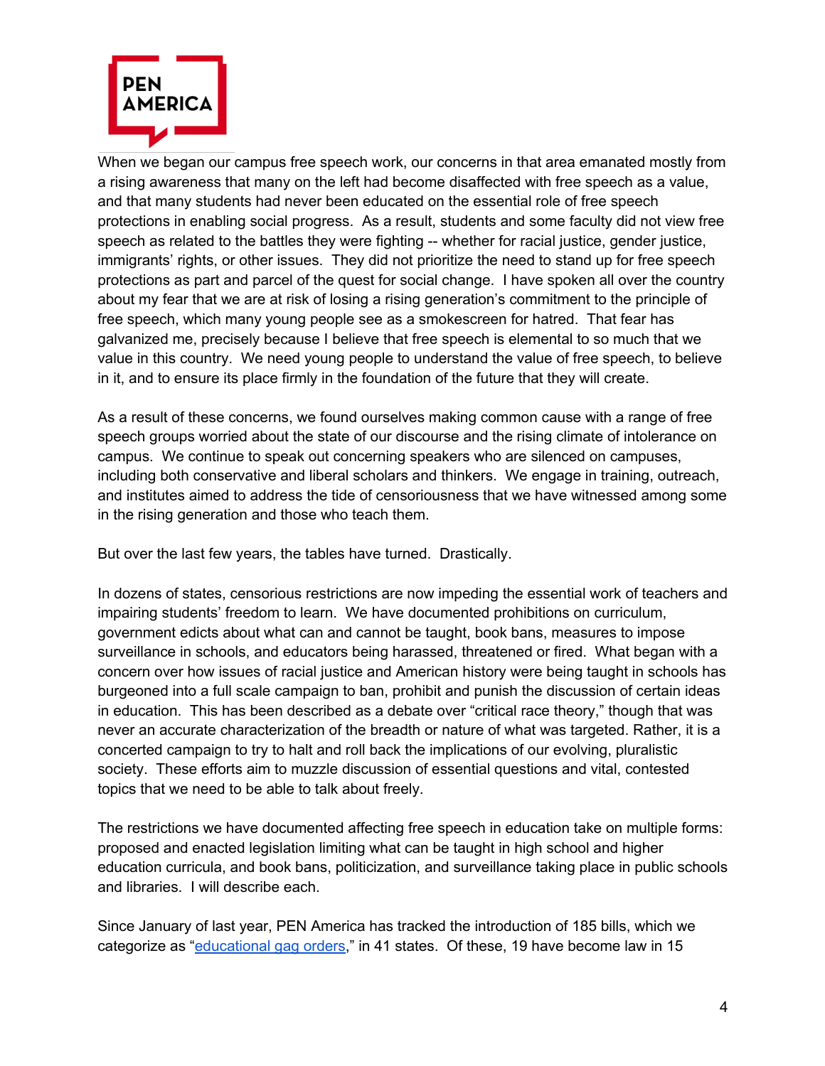When we began our campus free speech work, our concerns in that area emanated mostly from a rising awareness that many on the left had become disaffected with free speech as a value, and that many students had never been educated on the essential role of free speech protections in enabling social progress. As a result, students and some faculty did not view free speech as related to the battles they were fighting -- whether for racial justice, gender justice, immigrants' rights, or other issues. They did not prioritize the need to stand up for free speech protections as part and parcel of the quest for social change. I have spoken all over the country about my fear that we are at risk of losing a rising generation's commitment to the principle of free speech, which many young people see as a smokescreen for hatred. That fear has galvanized me, precisely because I believe that free speech is elemental to so much that we value in this country. We need young people to understand the value of free speech, to believe in it, and to ensure its place firmly in the foundation of the future that they will create.

As a result of these concerns, we found ourselves making common cause with a range of free speech groups worried about the state of our discourse and the rising climate of intolerance on campus. We continue to speak out concerning speakers who are silenced on campuses, including both conservative and liberal scholars and thinkers. We engage in training, outreach, and institutes aimed to address the tide of censoriousness that we have witnessed among some in the rising generation and those who teach them.

But over the last few years, the tables have turned. Drastically.

In dozens of states, censorious restrictions are now impeding the essential work of teachers and impairing students' freedom to learn. We have documented prohibitions on curriculum, government edicts about what can and cannot be taught, book bans, measures to impose surveillance in schools, and educators being harassed, threatened or fired. What began with a concern over how issues of racial justice and American history were being taught in schools has burgeoned into a full scale campaign to ban, prohibit and punish the discussion of certain ideas in education. This has been described as a debate over "critical race theory," though that was never an accurate characterization of the breadth or nature of what was targeted. Rather, it is a concerted campaign to try to halt and roll back the implications of our evolving, pluralistic society. These efforts aim to muzzle discussion of essential questions and vital, contested topics that we need to be able to talk about freely.

The restrictions we have documented affecting free speech in education take on multiple forms: proposed and enacted legislation limiting what can be taught in high school and higher education curricula, and book bans, politicization, and surveillance taking place in public schools and libraries. I will describe each.

Since January of last year, PEN America has tracked the introduction of 185 bills, which we categorize as "educational gag orders," in 41 states. Of these, 19 have become law in 15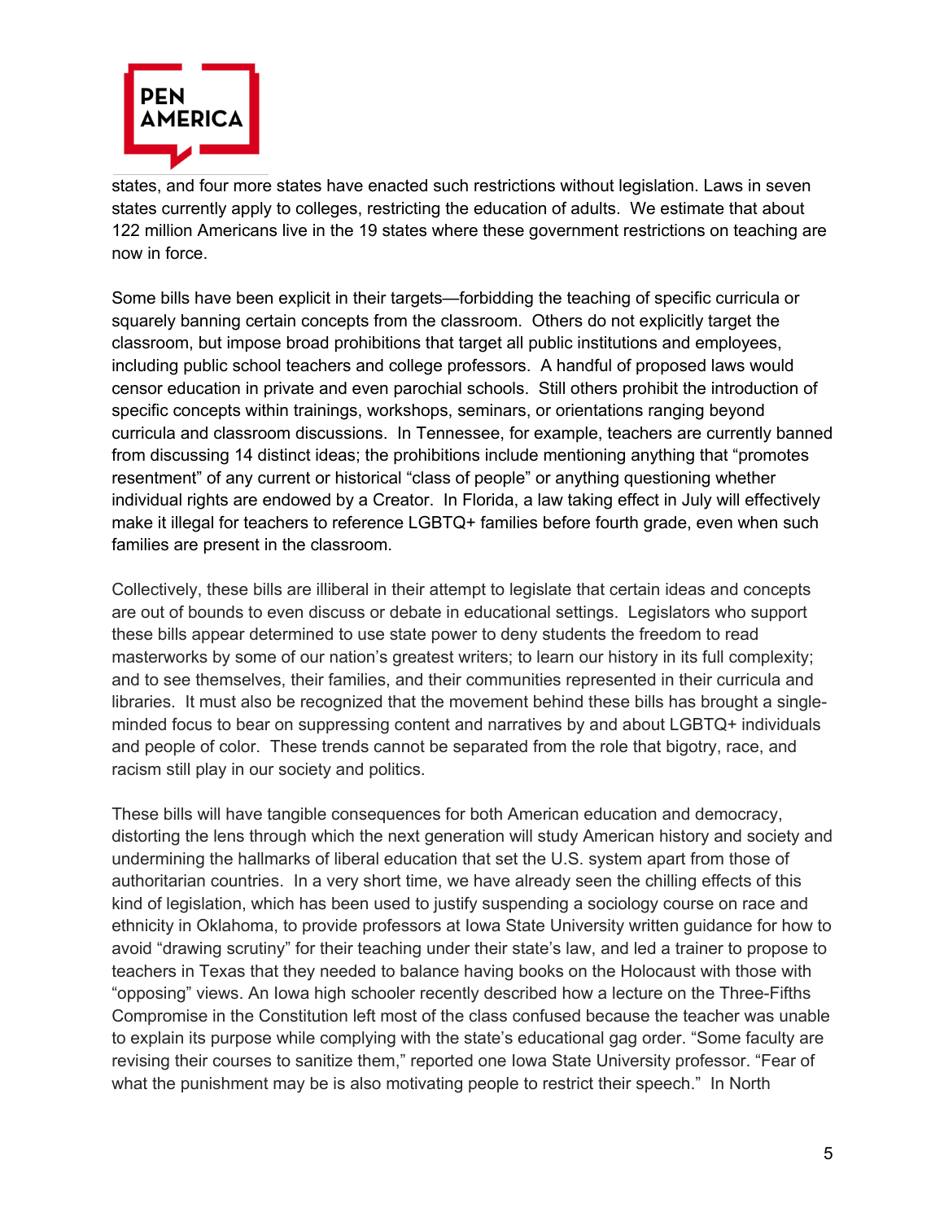states, and four more states have enacted such restrictions without legislation. Laws in seven states currently apply to colleges, restricting the education of adults. We estimate that about 122 million Americans live in the 19 states where these government restrictions on teaching are now in force.

Some bills have been explicit in their targets—forbidding the teaching of specific curricula or squarely banning certain concepts from the classroom. Others do not explicitly target the classroom, but impose broad prohibitions that target all public institutions and employees, including public school teachers and college professors. A handful of proposed laws would censor education in private and even parochial schools. Still others prohibit the introduction of specific concepts within trainings, workshops, seminars, or orientations ranging beyond curricula and classroom discussions. In Tennessee, for example, teachers are currently banned from discussing 14 distinct ideas; the prohibitions include mentioning anything that "promotes resentment" of any current or historical "class of people" or anything questioning whether individual rights are endowed by a Creator. In Florida, a law taking effect in July will effectively make it illegal for teachers to reference LGBTQ+ families before fourth grade, even when such families are present in the classroom.

Collectively, these bills are illiberal in their attempt to legislate that certain ideas and concepts are out of bounds to even discuss or debate in educational settings. Legislators who support these bills appear determined to use state power to deny students the freedom to read masterworks by some of our nation's greatest writers; to learn our history in its full complexity; and to see themselves, their families, and their communities represented in their curricula and libraries. It must also be recognized that the movement behind these bills has brought a single-minded focus to bear on suppressing content and narratives by and about LGBTQ+ individuals and people of color. These trends cannot be separated from the role that bigotry, race, and racism still play in our society and politics.

These bills will have tangible consequences for both American education and democracy, distorting the lens through which the next generation will study American history and society and undermining the hallmarks of liberal education that set the U.S. system apart from those of authoritarian countries. In a very short time, we have already seen the chilling effects of this kind of legislation, which has been used to justify suspending a sociology course on race and ethnicity in Oklahoma, to provide professors at Iowa State University written guidance for how to avoid "drawing scrutiny" for their teaching under their state's law, and led a trainer to propose to teachers in Texas that they needed to balance having books on the Holocaust with those with "opposing" views. An Iowa high schooler recently described how a lecture on the Three-Fifths Compromise in the Constitution left most of the class confused because the teacher was unable to explain its purpose while complying with the state's educational gag order. "Some faculty are revising their courses to sanitize them," reported one Iowa State University professor. "Fear of what the punishment may be is also motivating people to restrict their speech." In North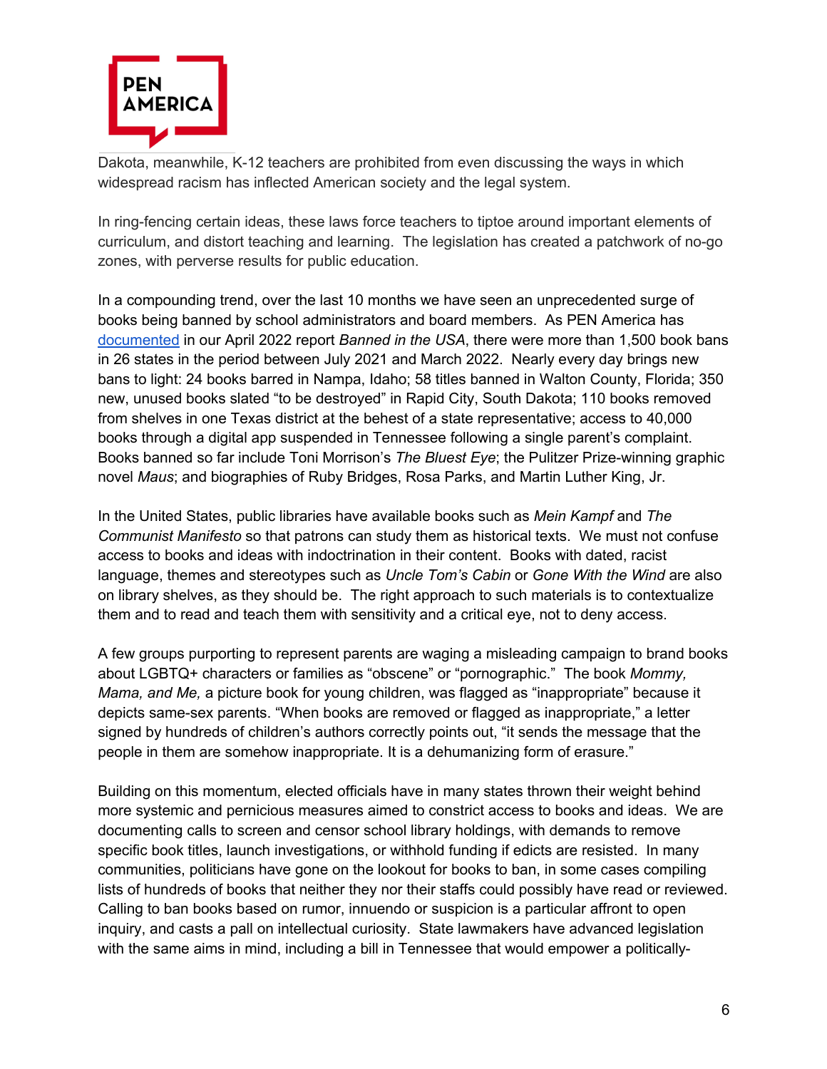Dakota, meanwhile, K-12 teachers are prohibited from even discussing the ways in which widespread racism has inflected American society and the legal system.

In ring-fencing certain ideas, these laws force teachers to tiptoe around important elements of curriculum, and distort teaching and learning. The legislation has created a patchwork of no-go zones, with perverse results for public education.

In a compounding trend, over the last 10 months we have seen an unprecedented surge of books being banned by school administrators and board members. As PEN America has [documented](documented) in our April 2022 report *Banned in the USA*, there were more than 1,500 book bans in 26 states in the period between July 2021 and March 2022. Nearly every day brings new bans to light: 24 books barred in Nampa, Idaho; 58 titles banned in Walton County, Florida; 350 new, unused books slated "to be destroyed" in Rapid City, South Dakota; 110 books removed from shelves in one Texas district at the behest of a state representative; access to 40,000 books through a digital app suspended in Tennessee following a single parent's complaint. Books banned so far include Toni Morrison's *The Bluest Eye*; the Pulitzer Prize-winning graphic novel *Maus*; and biographies of Ruby Bridges, Rosa Parks, and Martin Luther King, Jr.

In the United States, public libraries have available books such as *Mein Kampf* and *The Communist Manifesto* so that patrons can study them as historical texts. We must not confuse access to books and ideas with indoctrination in their content. Books with dated, racist language, themes and stereotypes such as *Uncle Tom's Cabin* or *Gone With the Wind* are also on library shelves, as they should be. The right approach to such materials is to contextualize them and to read and teach them with sensitivity and a critical eye, not to deny access.

A few groups purporting to represent parents are waging a misleading campaign to brand books about LGBTQ+ characters or families as "obscene" or "pornographic." The book *Mommy, Mama, and Me,* a picture book for young children, was flagged as "inappropriate" because it depicts same-sex parents. "When books are removed or flagged as inappropriate," a letter signed by hundreds of children's authors correctly points out, "it sends the message that the people in them are somehow inappropriate. It is a dehumanizing form of erasure."

Building on this momentum, elected officials have in many states thrown their weight behind more systemic and pernicious measures aimed to constrict access to books and ideas. We are documenting calls to screen and censor school library holdings, with demands to remove specific book titles, launch investigations, or withhold funding if edicts are resisted. In many communities, politicians have gone on the lookout for books to ban, in some cases compiling lists of hundreds of books that neither they nor their staffs could possibly have read or reviewed. Calling to ban books based on rumor, innuendo or suspicion is a particular affront to open inquiry, and casts a pall on intellectual curiosity. State lawmakers have advanced legislation with the same aims in mind, including a bill in Tennessee that would empower a politically-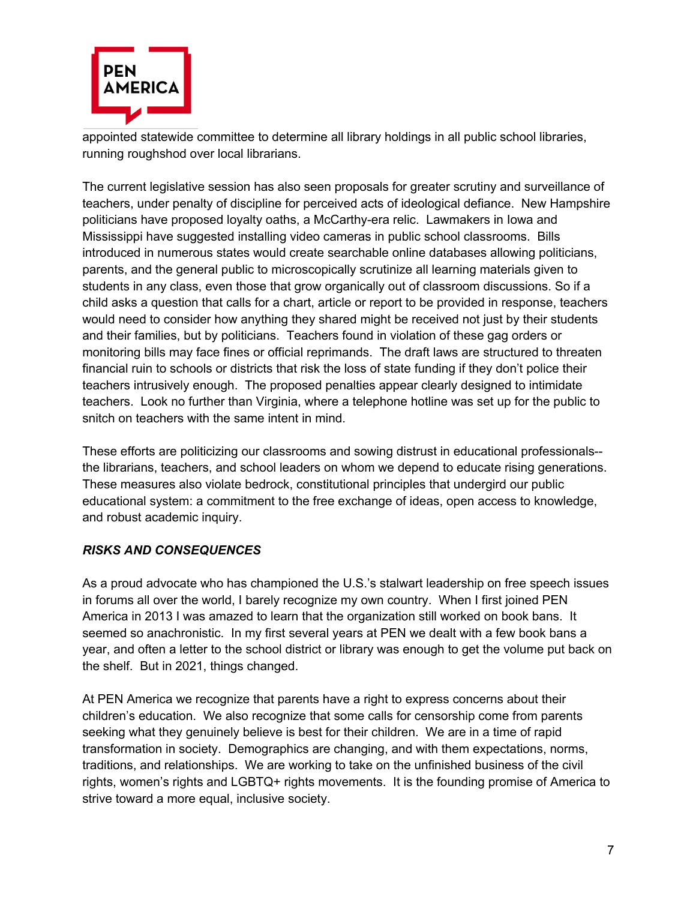appointed statewide committee to determine all library holdings in all public school libraries, running roughshod over local librarians.

The current legislative session has also seen proposals for greater scrutiny and surveillance of teachers, under penalty of discipline for perceived acts of ideological defiance. New Hampshire politicians have proposed loyalty oaths, a McCarthy-era relic. Lawmakers in Iowa and Mississippi have suggested installing video cameras in public school classrooms. Bills introduced in numerous states would create searchable online databases allowing politicians, parents, and the general public to microscopically scrutinize all learning materials given to students in any class, even those that grow organically out of classroom discussions. So if a child asks a question that calls for a chart, article or report to be provided in response, teachers would need to consider how anything they shared might be received not just by their students and their families, but by politicians. Teachers found in violation of these gag orders or monitoring bills may face fines or official reprimands. The draft laws are structured to threaten financial ruin to schools or districts that risk the loss of state funding if they don't police their teachers intrusively enough. The proposed penalties appear clearly designed to intimidate teachers. Look no further than Virginia, where a telephone hotline was set up for the public to snitch on teachers with the same intent in mind.

These efforts are politicizing our classrooms and sowing distrust in educational professionals--the librarians, teachers, and school leaders on whom we depend to educate rising generations. These measures also violate bedrock, constitutional principles that undergird our public educational system: a commitment to the free exchange of ideas, open access to knowledge, and robust academic inquiry.

### ***RISKS AND CONSEQUENCES***

As a proud advocate who has championed the U.S.'s stalwart leadership on free speech issues in forums all over the world, I barely recognize my own country. When I first joined PEN America in 2013 I was amazed to learn that the organization still worked on book bans. It seemed so anachronistic. In my first several years at PEN we dealt with a few book bans a year, and often a letter to the school district or library was enough to get the volume put back on the shelf. But in 2021, things changed.

At PEN America we recognize that parents have a right to express concerns about their children's education. We also recognize that some calls for censorship come from parents seeking what they genuinely believe is best for their children. We are in a time of rapid transformation in society. Demographics are changing, and with them expectations, norms, traditions, and relationships. We are working to take on the unfinished business of the civil rights, women's rights and LGBTQ+ rights movements. It is the founding promise of America to strive toward a more equal, inclusive society.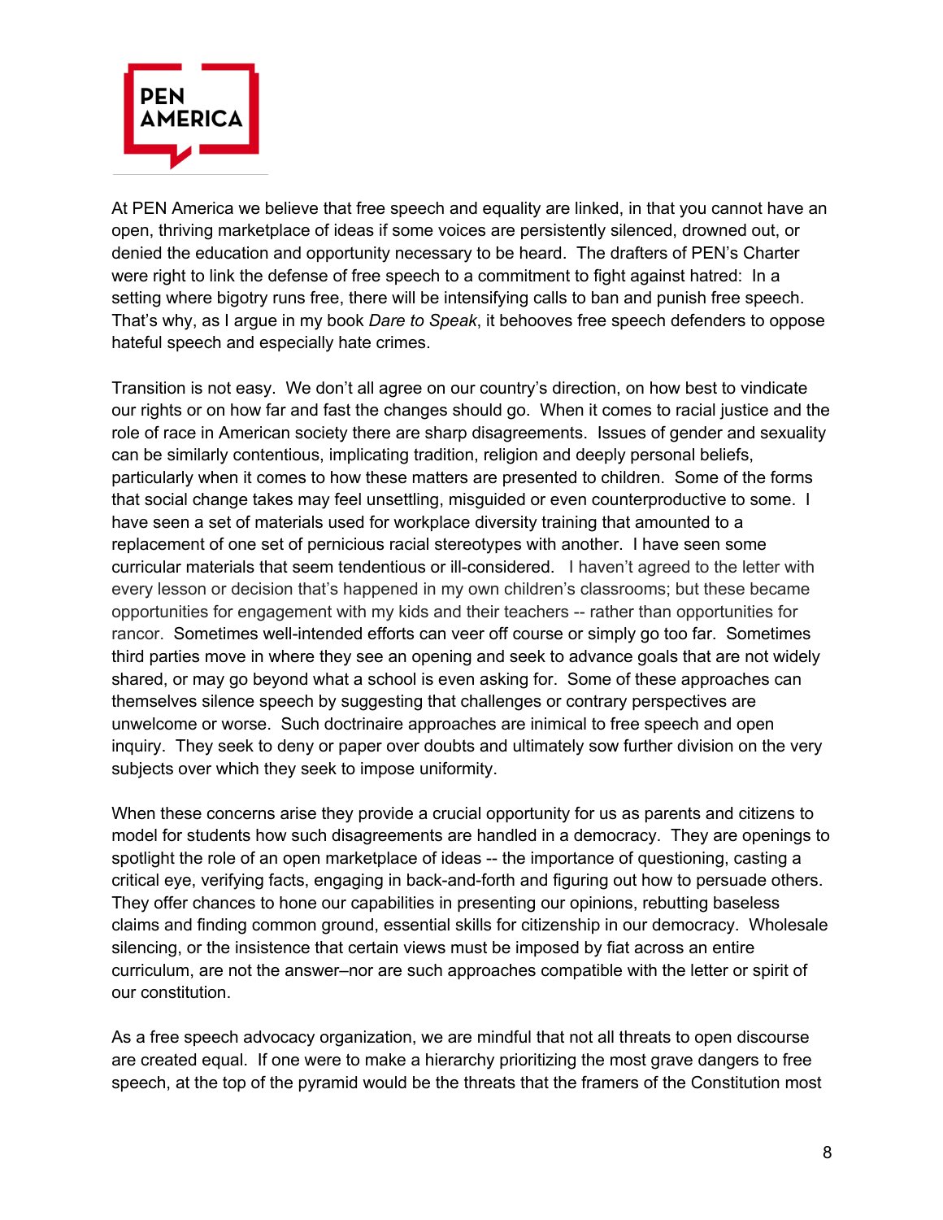At PEN America we believe that free speech and equality are linked, in that you cannot have an open, thriving marketplace of ideas if some voices are persistently silenced, drowned out, or denied the education and opportunity necessary to be heard. The drafters of PEN's Charter were right to link the defense of free speech to a commitment to fight against hatred: In a setting where bigotry runs free, there will be intensifying calls to ban and punish free speech. That's why, as I argue in my book *Dare to Speak*, it behooves free speech defenders to oppose hateful speech and especially hate crimes.

Transition is not easy. We don't all agree on our country's direction, on how best to vindicate our rights or on how far and fast the changes should go. When it comes to racial justice and the role of race in American society there are sharp disagreements. Issues of gender and sexuality can be similarly contentious, implicating tradition, religion and deeply personal beliefs, particularly when it comes to how these matters are presented to children. Some of the forms that social change takes may feel unsettling, misguided or even counterproductive to some. I have seen a set of materials used for workplace diversity training that amounted to a replacement of one set of pernicious racial stereotypes with another. I have seen some curricular materials that seem tendentious or ill-considered. I haven't agreed to the letter with every lesson or decision that's happened in my own children's classrooms; but these became opportunities for engagement with my kids and their teachers -- rather than opportunities for rancor. Sometimes well-intended efforts can veer off course or simply go too far. Sometimes third parties move in where they see an opening and seek to advance goals that are not widely shared, or may go beyond what a school is even asking for. Some of these approaches can themselves silence speech by suggesting that challenges or contrary perspectives are unwelcome or worse. Such doctrinaire approaches are inimical to free speech and open inquiry. They seek to deny or paper over doubts and ultimately sow further division on the very subjects over which they seek to impose uniformity.

When these concerns arise they provide a crucial opportunity for us as parents and citizens to model for students how such disagreements are handled in a democracy. They are openings to spotlight the role of an open marketplace of ideas -- the importance of questioning, casting a critical eye, verifying facts, engaging in back-and-forth and figuring out how to persuade others. They offer chances to hone our capabilities in presenting our opinions, rebutting baseless claims and finding common ground, essential skills for citizenship in our democracy. Wholesale silencing, or the insistence that certain views must be imposed by fiat across an entire curriculum, are not the answer–nor are such approaches compatible with the letter or spirit of our constitution.

As a free speech advocacy organization, we are mindful that not all threats to open discourse are created equal. If one were to make a hierarchy prioritizing the most grave dangers to free speech, at the top of the pyramid would be the threats that the framers of the Constitution most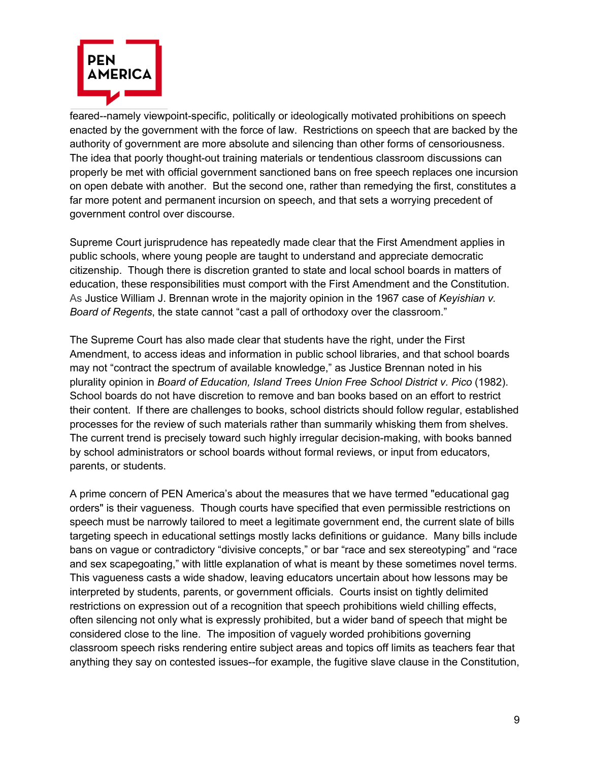feared--namely viewpoint-specific, politically or ideologically motivated prohibitions on speech enacted by the government with the force of law. Restrictions on speech that are backed by the authority of government are more absolute and silencing than other forms of censoriousness. The idea that poorly thought-out training materials or tendentious classroom discussions can properly be met with official government sanctioned bans on free speech replaces one incursion on open debate with another. But the second one, rather than remedying the first, constitutes a far more potent and permanent incursion on speech, and that sets a worrying precedent of government control over discourse.

Supreme Court jurisprudence has repeatedly made clear that the First Amendment applies in public schools, where young people are taught to understand and appreciate democratic citizenship. Though there is discretion granted to state and local school boards in matters of education, these responsibilities must comport with the First Amendment and the Constitution. As Justice William J. Brennan wrote in the majority opinion in the 1967 case of *Keyishian v. Board of Regents*, the state cannot "cast a pall of orthodoxy over the classroom."

The Supreme Court has also made clear that students have the right, under the First Amendment, to access ideas and information in public school libraries, and that school boards may not "contract the spectrum of available knowledge," as Justice Brennan noted in his plurality opinion in *Board of Education, Island Trees Union Free School District v. Pico* (1982). School boards do not have discretion to remove and ban books based on an effort to restrict their content. If there are challenges to books, school districts should follow regular, established processes for the review of such materials rather than summarily whisking them from shelves. The current trend is precisely toward such highly irregular decision-making, with books banned by school administrators or school boards without formal reviews, or input from educators, parents, or students.

A prime concern of PEN America's about the measures that we have termed "educational gag orders" is their vagueness. Though courts have specified that even permissible restrictions on speech must be narrowly tailored to meet a legitimate government end, the current slate of bills targeting speech in educational settings mostly lacks definitions or guidance. Many bills include bans on vague or contradictory "divisive concepts," or bar "race and sex stereotyping" and "race and sex scapegoating," with little explanation of what is meant by these sometimes novel terms. This vagueness casts a wide shadow, leaving educators uncertain about how lessons may be interpreted by students, parents, or government officials. Courts insist on tightly delimited restrictions on expression out of a recognition that speech prohibitions wield chilling effects, often silencing not only what is expressly prohibited, but a wider band of speech that might be considered close to the line. The imposition of vaguely worded prohibitions governing classroom speech risks rendering entire subject areas and topics off limits as teachers fear that anything they say on contested issues--for example, the fugitive slave clause in the Constitution,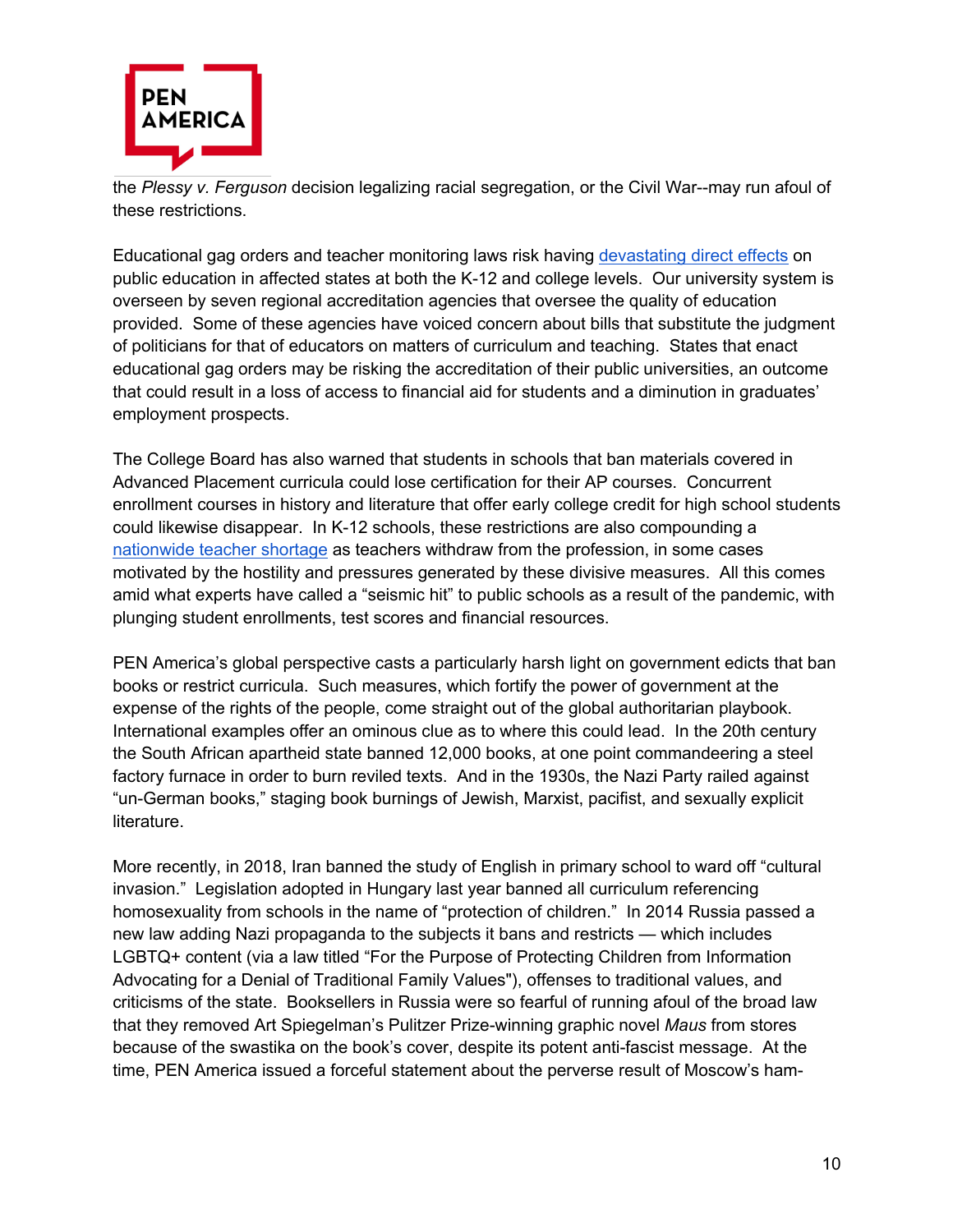the *Plessy v. Ferguson* decision legalizing racial segregation, or the Civil War--may run afoul of these restrictions.

Educational gag orders and teacher monitoring laws risk having [devastating direct effects](#) on public education in affected states at both the K-12 and college levels. Our university system is overseen by seven regional accreditation agencies that oversee the quality of education provided. Some of these agencies have voiced concern about bills that substitute the judgment of politicians for that of educators on matters of curriculum and teaching. States that enact educational gag orders may be risking the accreditation of their public universities, an outcome that could result in a loss of access to financial aid for students and a diminution in graduates' employment prospects.

The College Board has also warned that students in schools that ban materials covered in Advanced Placement curricula could lose certification for their AP courses. Concurrent enrollment courses in history and literature that offer early college credit for high school students could likewise disappear. In K-12 schools, these restrictions are also compounding a [nationwide teacher shortage](#) as teachers withdraw from the profession, in some cases motivated by the hostility and pressures generated by these divisive measures. All this comes amid what experts have called a "seismic hit" to public schools as a result of the pandemic, with plunging student enrollments, test scores and financial resources.

PEN America's global perspective casts a particularly harsh light on government edicts that ban books or restrict curricula. Such measures, which fortify the power of government at the expense of the rights of the people, come straight out of the global authoritarian playbook. International examples offer an ominous clue as to where this could lead. In the 20th century the South African apartheid state banned 12,000 books, at one point commandeering a steel factory furnace in order to burn reviled texts. And in the 1930s, the Nazi Party railed against "un-German books," staging book burnings of Jewish, Marxist, pacifist, and sexually explicit literature.

More recently, in 2018, Iran banned the study of English in primary school to ward off "cultural invasion." Legislation adopted in Hungary last year banned all curriculum referencing homosexuality from schools in the name of "protection of children." In 2014 Russia passed a new law adding Nazi propaganda to the subjects it bans and restricts — which includes LGBTQ+ content (via a law titled "For the Purpose of Protecting Children from Information Advocating for a Denial of Traditional Family Values"), offenses to traditional values, and criticisms of the state. Booksellers in Russia were so fearful of running afoul of the broad law that they removed Art Spiegelman's Pulitzer Prize-winning graphic novel *Maus* from stores because of the swastika on the book's cover, despite its potent anti-fascist message. At the time, PEN America issued a forceful statement about the perverse result of Moscow's ham-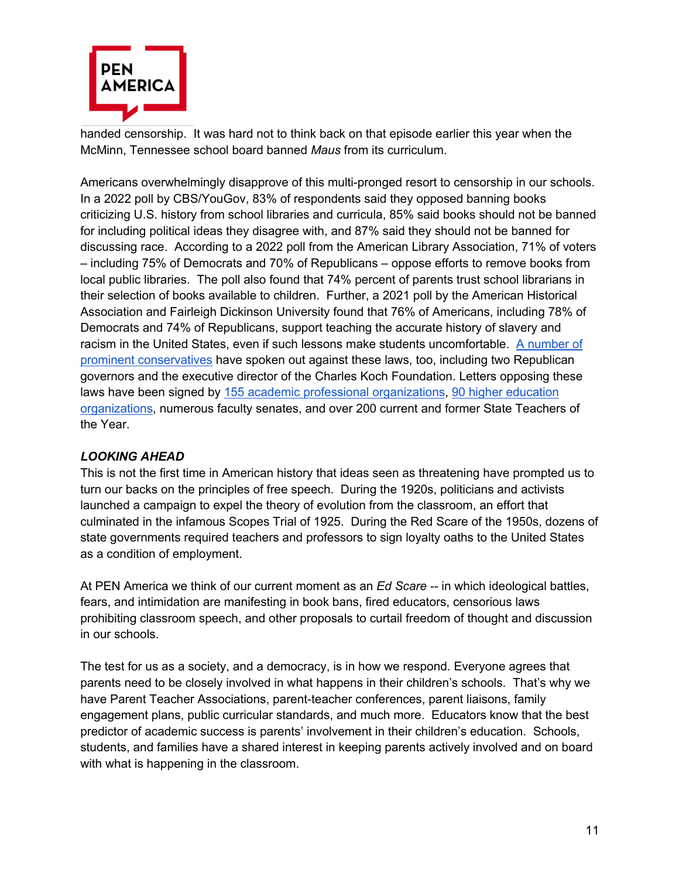handed censorship. It was hard not to think back on that episode earlier this year when the McMinn, Tennessee school board banned *Maus* from its curriculum.

Americans overwhelmingly disapprove of this multi-pronged resort to censorship in our schools. In a 2022 poll by CBS/YouGov, 83% of respondents said they opposed banning books criticizing U.S. history from school libraries and curricula, 85% said books should not be banned for including political ideas they disagree with, and 87% said they should not be banned for discussing race. According to a 2022 poll from the American Library Association, 71% of voters – including 75% of Democrats and 70% of Republicans – oppose efforts to remove books from local public libraries. The poll also found that 74% percent of parents trust school librarians in their selection of books available to children. Further, a 2021 poll by the American Historical Association and Fairleigh Dickinson University found that 76% of Americans, including 78% of Democrats and 74% of Republicans, support teaching the accurate history of slavery and racism in the United States, even if such lessons make students uncomfortable. A number of prominent conservatives have spoken out against these laws, too, including two Republican governors and the executive director of the Charles Koch Foundation. Letters opposing these laws have been signed by 155 academic professional organizations, 90 higher education organizations, numerous faculty senates, and over 200 current and former State Teachers of the Year.

***LOOKING AHEAD***

This is not the first time in American history that ideas seen as threatening have prompted us to turn our backs on the principles of free speech. During the 1920s, politicians and activists launched a campaign to expel the theory of evolution from the classroom, an effort that culminated in the infamous Scopes Trial of 1925. During the Red Scare of the 1950s, dozens of state governments required teachers and professors to sign loyalty oaths to the United States as a condition of employment.

At PEN America we think of our current moment as an *Ed Scare* -- in which ideological battles, fears, and intimidation are manifesting in book bans, fired educators, censorious laws prohibiting classroom speech, and other proposals to curtail freedom of thought and discussion in our schools.

The test for us as a society, and a democracy, is in how we respond. Everyone agrees that parents need to be closely involved in what happens in their children's schools. That's why we have Parent Teacher Associations, parent-teacher conferences, parent liaisons, family engagement plans, public curricular standards, and much more. Educators know that the best predictor of academic success is parents' involvement in their children's education. Schools, students, and families have a shared interest in keeping parents actively involved and on board with what is happening in the classroom.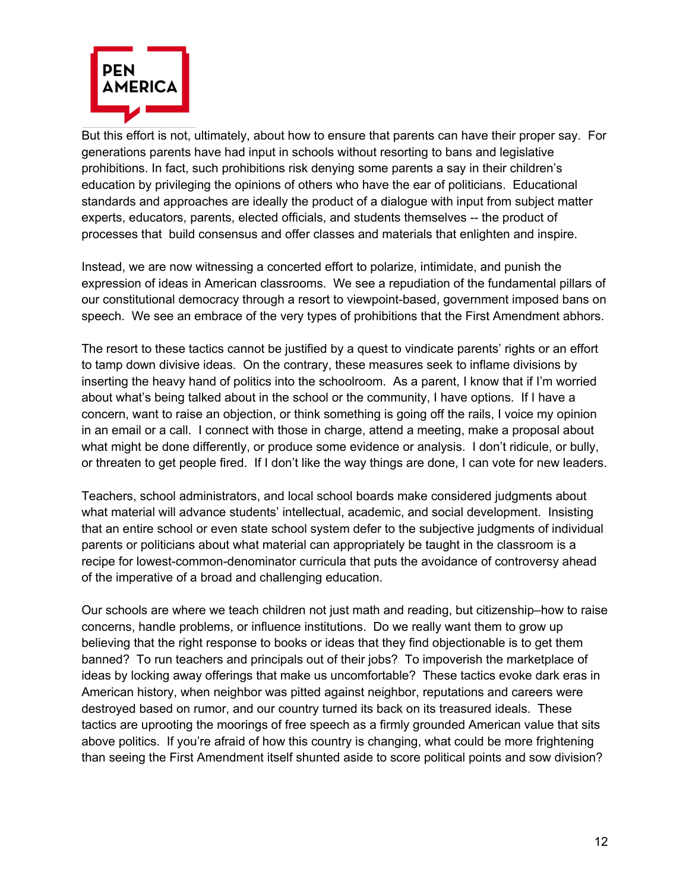But this effort is not, ultimately, about how to ensure that parents can have their proper say. For generations parents have had input in schools without resorting to bans and legislative prohibitions. In fact, such prohibitions risk denying some parents a say in their children's education by privileging the opinions of others who have the ear of politicians. Educational standards and approaches are ideally the product of a dialogue with input from subject matter experts, educators, parents, elected officials, and students themselves -- the product of processes that build consensus and offer classes and materials that enlighten and inspire.

Instead, we are now witnessing a concerted effort to polarize, intimidate, and punish the expression of ideas in American classrooms. We see a repudiation of the fundamental pillars of our constitutional democracy through a resort to viewpoint-based, government imposed bans on speech. We see an embrace of the very types of prohibitions that the First Amendment abhors.

The resort to these tactics cannot be justified by a quest to vindicate parents' rights or an effort to tamp down divisive ideas. On the contrary, these measures seek to inflame divisions by inserting the heavy hand of politics into the schoolroom. As a parent, I know that if I'm worried about what's being talked about in the school or the community, I have options. If I have a concern, want to raise an objection, or think something is going off the rails, I voice my opinion in an email or a call. I connect with those in charge, attend a meeting, make a proposal about what might be done differently, or produce some evidence or analysis. I don't ridicule, or bully, or threaten to get people fired. If I don't like the way things are done, I can vote for new leaders.

Teachers, school administrators, and local school boards make considered judgments about what material will advance students' intellectual, academic, and social development. Insisting that an entire school or even state school system defer to the subjective judgments of individual parents or politicians about what material can appropriately be taught in the classroom is a recipe for lowest-common-denominator curricula that puts the avoidance of controversy ahead of the imperative of a broad and challenging education.

Our schools are where we teach children not just math and reading, but citizenship–how to raise concerns, handle problems, or influence institutions. Do we really want them to grow up believing that the right response to books or ideas that they find objectionable is to get them banned? To run teachers and principals out of their jobs? To impoverish the marketplace of ideas by locking away offerings that make us uncomfortable? These tactics evoke dark eras in American history, when neighbor was pitted against neighbor, reputations and careers were destroyed based on rumor, and our country turned its back on its treasured ideals. These tactics are uprooting the moorings of free speech as a firmly grounded American value that sits above politics. If you're afraid of how this country is changing, what could be more frightening than seeing the First Amendment itself shunted aside to score political points and sow division?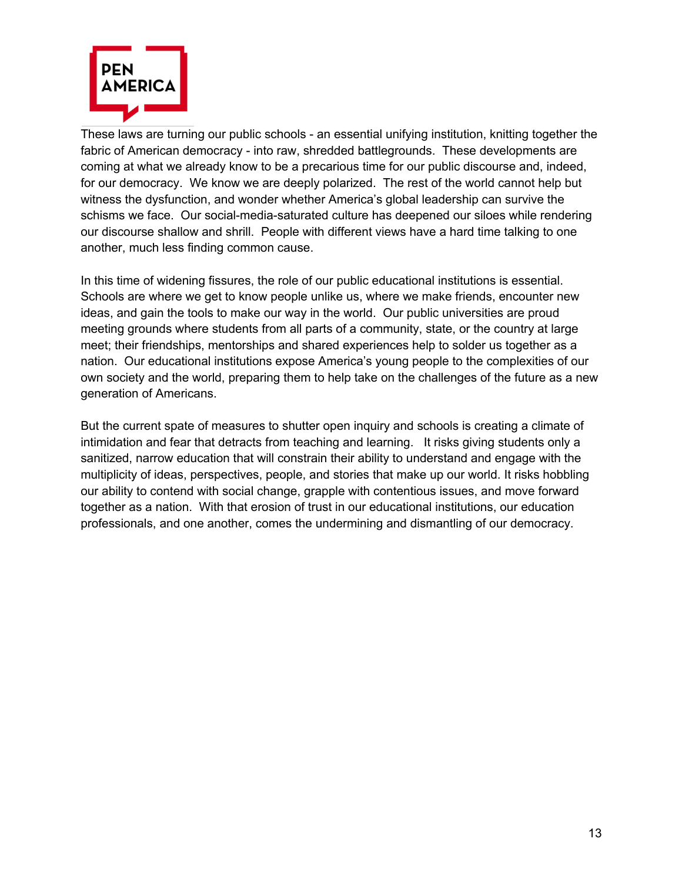These laws are turning our public schools - an essential unifying institution, knitting together the fabric of American democracy - into raw, shredded battlegrounds. These developments are coming at what we already know to be a precarious time for our public discourse and, indeed, for our democracy. We know we are deeply polarized. The rest of the world cannot help but witness the dysfunction, and wonder whether America's global leadership can survive the schisms we face. Our social-media-saturated culture has deepened our siloes while rendering our discourse shallow and shrill. People with different views have a hard time talking to one another, much less finding common cause.

In this time of widening fissures, the role of our public educational institutions is essential. Schools are where we get to know people unlike us, where we make friends, encounter new ideas, and gain the tools to make our way in the world. Our public universities are proud meeting grounds where students from all parts of a community, state, or the country at large meet; their friendships, mentorships and shared experiences help to solder us together as a nation. Our educational institutions expose America's young people to the complexities of our own society and the world, preparing them to help take on the challenges of the future as a new generation of Americans.

But the current spate of measures to shutter open inquiry and schools is creating a climate of intimidation and fear that detracts from teaching and learning. It risks giving students only a sanitized, narrow education that will constrain their ability to understand and engage with the multiplicity of ideas, perspectives, people, and stories that make up our world. It risks hobbling our ability to contend with social change, grapple with contentious issues, and move forward together as a nation. With that erosion of trust in our educational institutions, our education professionals, and one another, comes the undermining and dismantling of our democracy.